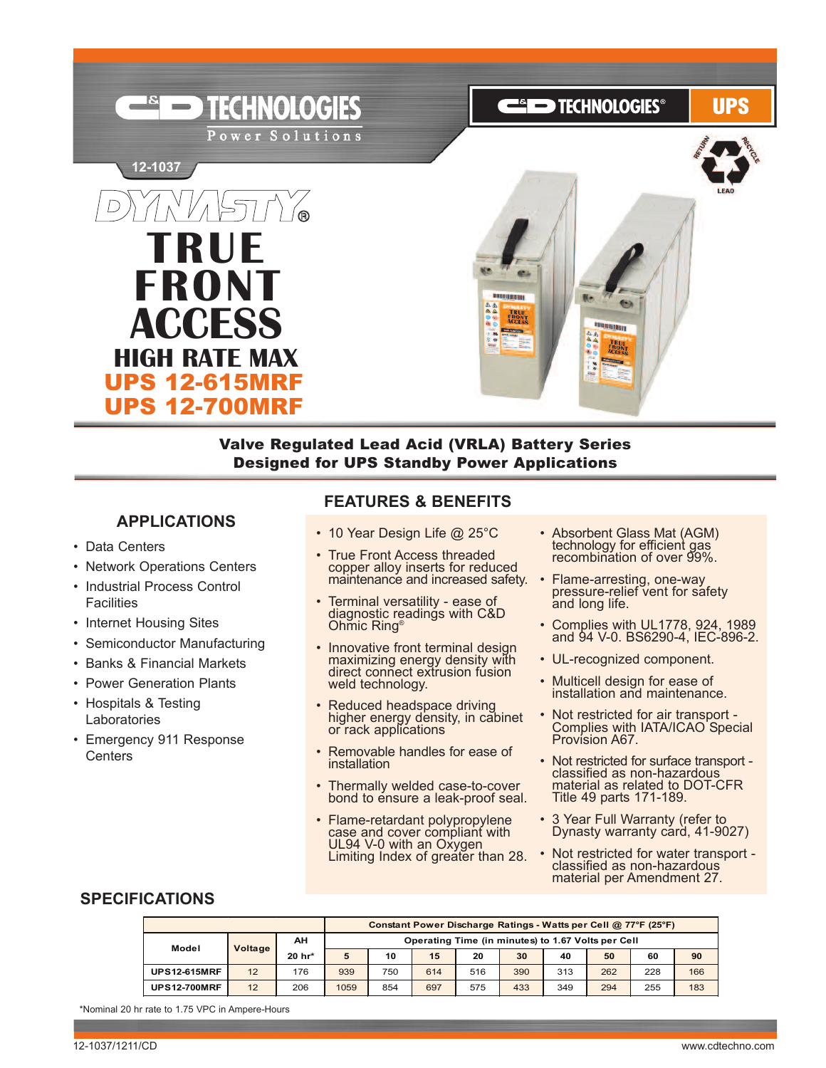C&D TECHNOLOGIES
Power Solutions

12-1037

# DYNASTY®

# TRUE FRONT ACCESS

## HIGH RATE MAX

## UPS 12-615MRF
## UPS 12-700MRF

**Valve Regulated Lead Acid (VRLA) Battery Series**
**Designed for UPS Standby Power Applications**

### APPLICATIONS

- Data Centers
- Network Operations Centers
- Industrial Process Control Facilities
- Internet Housing Sites
- Semiconductor Manufacturing
- Banks & Financial Markets
- Power Generation Plants
- Hospitals & Testing Laboratories
- Emergency 911 Response Centers

### FEATURES & BENEFITS

- 10 Year Design Life @ 25°C
- True Front Access threaded copper alloy inserts for reduced maintenance and increased safety.
- Terminal versatility - ease of diagnostic readings with C&D Ohmic Ring®
- Innovative front terminal design maximizing energy density with direct connect extrusion fusion weld technology.
- Reduced headspace driving higher energy density, in cabinet or rack applications
- Removable handles for ease of installation
- Thermally welded case-to-cover bond to ensure a leak-proof seal.
- Flame-retardant polypropylene case and cover compliant with UL94 V-0 with an Oxygen Limiting Index of greater than 28.
- Absorbent Glass Mat (AGM) technology for efficient gas recombination of over 99%.
- Flame-arresting, one-way pressure-relief vent for safety and long life.
- Complies with UL1778, 924, 1989 and 94 V-0. BS6290-4, IEC-896-2.
- UL-recognized component.
- Multicell design for ease of installation and maintenance.
- Not restricted for air transport - Complies with IATA/ICAO Special Provision A67.
- Not restricted for surface transport - classified as non-hazardous material as related to DOT-CFR Title 49 parts 171-189.
- 3 Year Full Warranty (refer to Dynasty warranty card, 41-9027)
- Not restricted for water transport - classified as non-hazardous material per Amendment 27.

### SPECIFICATIONS

| Model | Voltage | AH | Constant Power Discharge Ratings - Watts per Cell @ 77°F (25°F) | | | | | | | | |
|---|---|---|---|---|---|---|---|---|---|---|---|
| | | | Operating Time (in minutes) to 1.67 Volts per Cell | | | | | | | | |
| | | 20 hr* | 5 | 10 | 15 | 20 | 30 | 40 | 50 | 60 | 90 |
| UPS12-615MRF | 12 | 176 | 939 | 750 | 614 | 516 | 390 | 313 | 262 | 228 | 166 |
| UPS12-700MRF | 12 | 206 | 1059 | 854 | 697 | 575 | 433 | 349 | 294 | 255 | 183 |

*Nominal 20 hr rate to 1.75 VPC in Ampere-Hours

12-1037/1211/CD www.cdtechno.com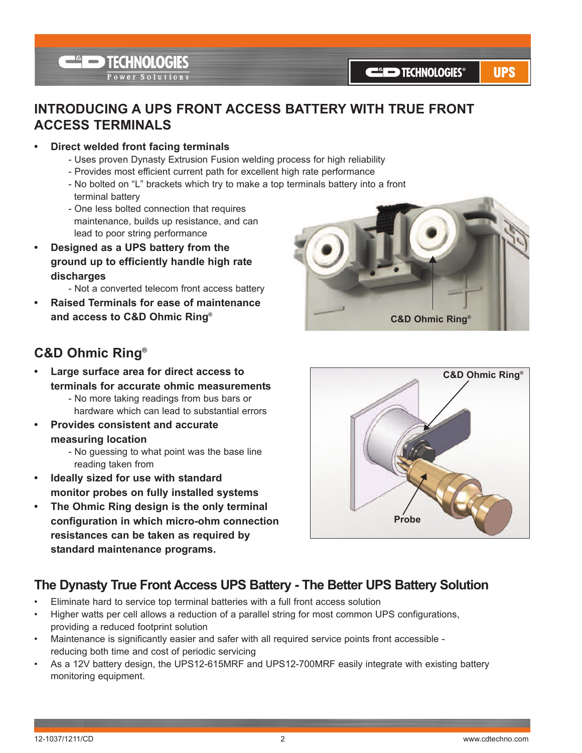# INTRODUCING A UPS FRONT ACCESS BATTERY WITH TRUE FRONT ACCESS TERMINALS

- **Direct welded front facing terminals**
  - Uses proven Dynasty Extrusion Fusion welding process for high reliability
  - Provides most efficient current path for excellent high rate performance
  - No bolted on "L" brackets which try to make a top terminals battery into a front terminal battery
  - One less bolted connection that requires maintenance, builds up resistance, and can lead to poor string performance
- **Designed as a UPS battery from the ground up to efficiently handle high rate discharges**
  - Not a converted telecom front access battery
- **Raised Terminals for ease of maintenance and access to C&D Ohmic Ring®**

C&D Ohmic Ring®

## C&D Ohmic Ring®

- **Large surface area for direct access to terminals for accurate ohmic measurements**
  - No more taking readings from bus bars or hardware which can lead to substantial errors
- **Provides consistent and accurate measuring location**
  - No guessing to what point was the base line reading taken from
- **Ideally sized for use with standard monitor probes on fully installed systems**
- **The Ohmic Ring design is the only terminal configuration in which micro-ohm connection resistances can be taken as required by standard maintenance programs.**

C&D Ohmic Ring®

Probe

## The Dynasty True Front Access UPS Battery - The Better UPS Battery Solution

- Eliminate hard to service top terminal batteries with a full front access solution
- Higher watts per cell allows a reduction of a parallel string for most common UPS configurations, providing a reduced footprint solution
- Maintenance is significantly easier and safer with all required service points front accessible - reducing both time and cost of periodic servicing
- As a 12V battery design, the UPS12-615MRF and UPS12-700MRF easily integrate with existing battery monitoring equipment.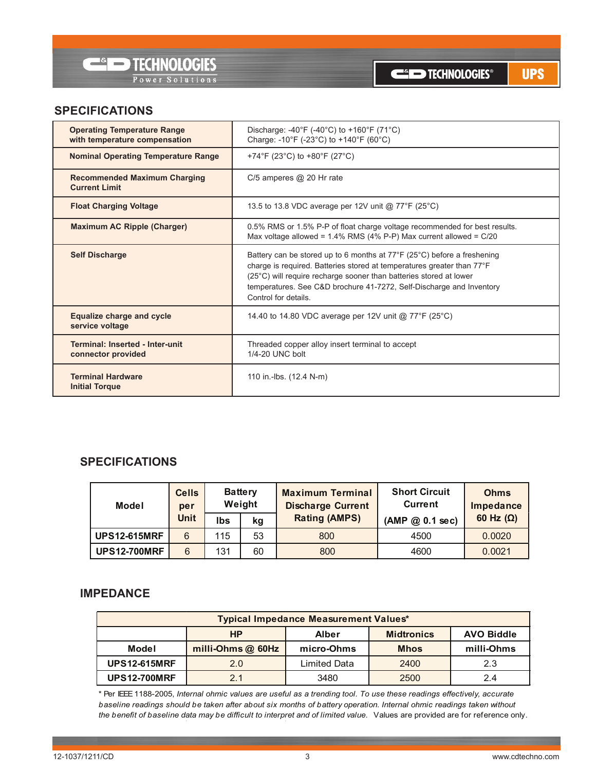## SPECIFICATIONS

| | |
|---|---|
| **Operating Temperature Range with temperature compensation** | Discharge: -40°F (-40°C) to +160°F (71°C)<br>Charge: -10°F (-23°C) to +140°F (60°C) |
| **Nominal Operating Temperature Range** | +74°F (23°C) to +80°F (27°C) |
| **Recommended Maximum Charging Current Limit** | C/5 amperes @ 20 Hr rate |
| **Float Charging Voltage** | 13.5 to 13.8 VDC average per 12V unit @ 77°F (25°C) |
| **Maximum AC Ripple (Charger)** | 0.5% RMS or 1.5% P-P of float charge voltage recommended for best results.<br>Max voltage allowed = 1.4% RMS (4% P-P) Max current allowed = C/20 |
| **Self Discharge** | Battery can be stored up to 6 months at 77°F (25°C) before a freshening charge is required. Batteries stored at temperatures greater than 77°F (25°C) will require recharge sooner than batteries stored at lower temperatures. See C&D brochure 41-7272, Self-Discharge and Inventory Control for details. |
| **Equalize charge and cycle service voltage** | 14.40 to 14.80 VDC average per 12V unit @ 77°F (25°C) |
| **Terminal: Inserted - Inter-unit connector provided** | Threaded copper alloy insert terminal to accept 1/4-20 UNC bolt |
| **Terminal Hardware Initial Torque** | 110 in.-lbs. (12.4 N-m) |

## SPECIFICATIONS

| Model | Cells per Unit | Battery Weight | | Maximum Terminal Discharge Current Rating (AMPS) | Short Circuit Current (AMP @ 0.1 sec) | Ohms Impedance 60 Hz (Ω) |
|---|---|---|---|---|---|---|
| | | lbs | kg | | | |
| **UPS12-615MRF** | 6 | 115 | 53 | 800 | 4500 | 0.0020 |
| **UPS12-700MRF** | 6 | 131 | 60 | 800 | 4600 | 0.0021 |

## IMPEDANCE

| Typical Impedance Measurement Values* | | | | |
|---|---|---|---|---|
| | **HP** | **Alber** | **Midtronics** | **AVO Biddle** |
| **Model** | **milli-Ohms @ 60Hz** | **micro-Ohms** | **Mhos** | **milli-Ohms** |
| **UPS12-615MRF** | 2.0 | Limited Data | 2400 | 2.3 |
| **UPS12-700MRF** | 2.1 | 3480 | 2500 | 2.4 |

* Per IEEE 1188-2005, *Internal ohmic values are useful as a trending tool. To use these readings effectively, accurate baseline readings should be taken after about six months of battery operation. Internal ohmic readings taken without the benefit of baseline data may be difficult to interpret and of limited value.* Values are provided are for reference only.

12-1037/1211/CD

www.cdtechno.com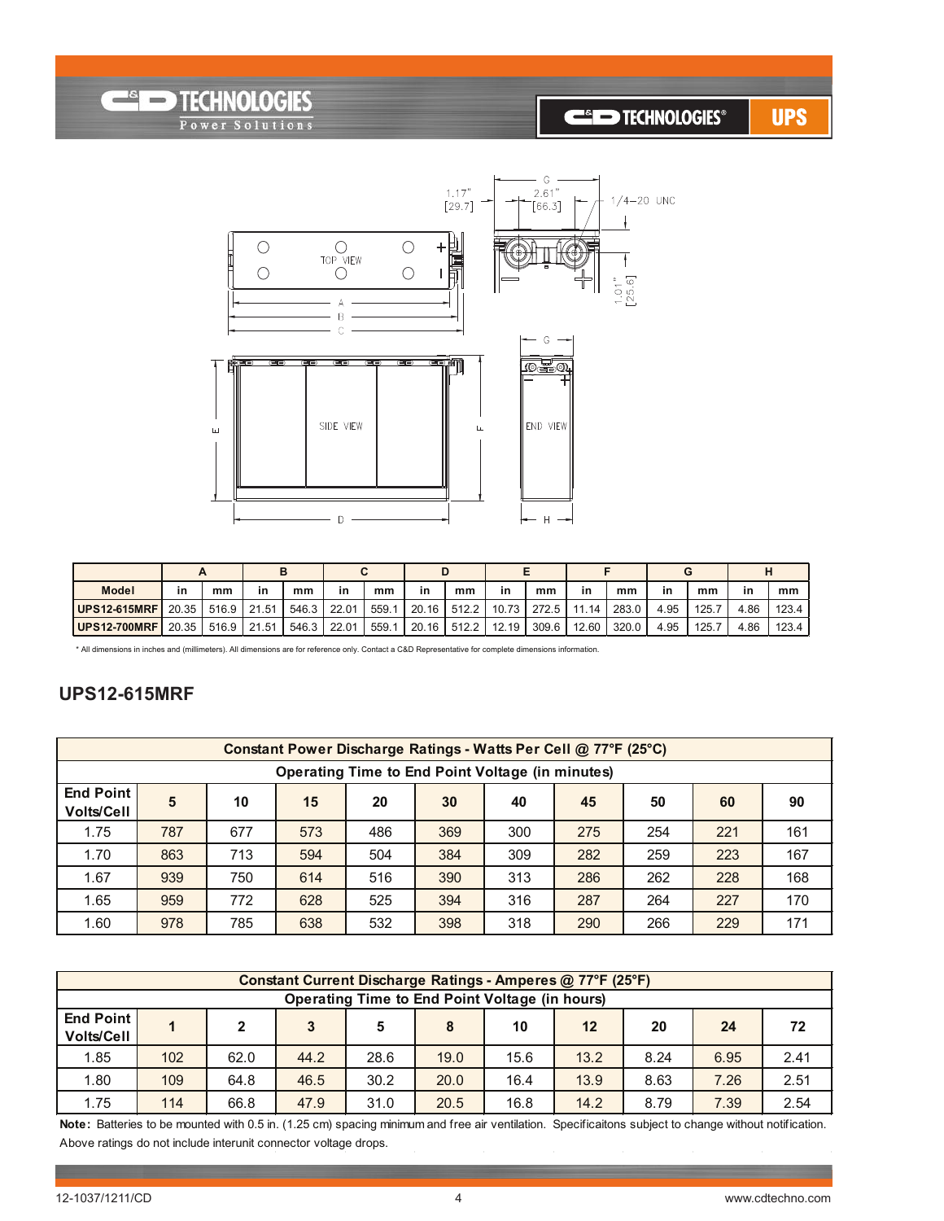| Model | A | | B | | C | | D | | E | | F | | G | | H | |
|---|---|---|---|---|---|---|---|---|---|---|---|---|---|---|---|---|
| | in | mm | in | mm | in | mm | in | mm | in | mm | in | mm | in | mm | in | mm |
| UPS12-615MRF | 20.35 | 516.9 | 21.51 | 546.3 | 22.01 | 559.1 | 20.16 | 512.2 | 10.73 | 272.5 | 11.14 | 283.0 | 4.95 | 125.7 | 4.86 | 123.4 |
| UPS12-700MRF | 20.35 | 516.9 | 21.51 | 546.3 | 22.01 | 559.1 | 20.16 | 512.2 | 12.19 | 309.6 | 12.60 | 320.0 | 4.95 | 125.7 | 4.86 | 123.4 |

* All dimensions in inches and (millimeters). All dimensions are for reference only. Contact a C&D Representative for complete dimensions information.

## UPS12-615MRF

| Constant Power Discharge Ratings - Watts Per Cell @ 77°F (25°C) | | | | | | | | | | |
|---|---|---|---|---|---|---|---|---|---|---|
| Operating Time to End Point Voltage (in minutes) | | | | | | | | | | |
| End Point Volts/Cell | 5 | 10 | 15 | 20 | 30 | 40 | 45 | 50 | 60 | 90 |
| 1.75 | 787 | 677 | 573 | 486 | 369 | 300 | 275 | 254 | 221 | 161 |
| 1.70 | 863 | 713 | 594 | 504 | 384 | 309 | 282 | 259 | 223 | 167 |
| 1.67 | 939 | 750 | 614 | 516 | 390 | 313 | 286 | 262 | 228 | 168 |
| 1.65 | 959 | 772 | 628 | 525 | 394 | 316 | 287 | 264 | 227 | 170 |
| 1.60 | 978 | 785 | 638 | 532 | 398 | 318 | 290 | 266 | 229 | 171 |

| Constant Current Discharge Ratings - Amperes @ 77°F (25°F) | | | | | | | | | | |
|---|---|---|---|---|---|---|---|---|---|---|
| Operating Time to End Point Voltage (in hours) | | | | | | | | | | |
| End Point Volts/Cell | 1 | 2 | 3 | 5 | 8 | 10 | 12 | 20 | 24 | 72 |
| 1.85 | 102 | 62.0 | 44.2 | 28.6 | 19.0 | 15.6 | 13.2 | 8.24 | 6.95 | 2.41 |
| 1.80 | 109 | 64.8 | 46.5 | 30.2 | 20.0 | 16.4 | 13.9 | 8.63 | 7.26 | 2.51 |
| 1.75 | 114 | 66.8 | 47.9 | 31.0 | 20.5 | 16.8 | 14.2 | 8.79 | 7.39 | 2.54 |

**Note:** Batteries to be mounted with 0.5 in. (1.25 cm) spacing minimum and free air ventilation. Specificaitons subject to change without notification. Above ratings do not include interunit connector voltage drops.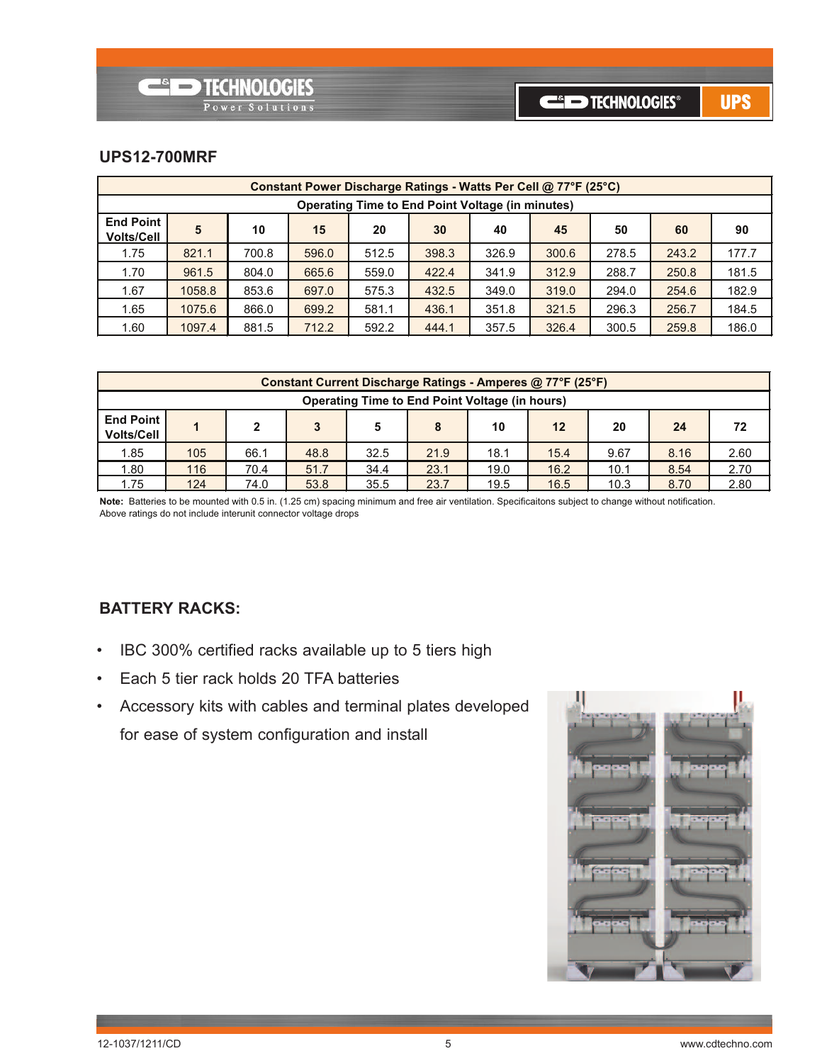## UPS12-700MRF

| Constant Power Discharge Ratings - Watts Per Cell @ 77°F (25°C) | | | | | | | | | | |
|---|---|---|---|---|---|---|---|---|---|---|
| Operating Time to End Point Voltage (in minutes) | | | | | | | | | | |
| **End Point Volts/Cell** | **5** | **10** | **15** | **20** | **30** | **40** | **45** | **50** | **60** | **90** |
| 1.75 | 821.1 | 700.8 | 596.0 | 512.5 | 398.3 | 326.9 | 300.6 | 278.5 | 243.2 | 177.7 |
| 1.70 | 961.5 | 804.0 | 665.6 | 559.0 | 422.4 | 341.9 | 312.9 | 288.7 | 250.8 | 181.5 |
| 1.67 | 1058.8 | 853.6 | 697.0 | 575.3 | 432.5 | 349.0 | 319.0 | 294.0 | 254.6 | 182.9 |
| 1.65 | 1075.6 | 866.0 | 699.2 | 581.1 | 436.1 | 351.8 | 321.5 | 296.3 | 256.7 | 184.5 |
| 1.60 | 1097.4 | 881.5 | 712.2 | 592.2 | 444.1 | 357.5 | 326.4 | 300.5 | 259.8 | 186.0 |

| Constant Current Discharge Ratings - Amperes @ 77°F (25°F) | | | | | | | | | | |
|---|---|---|---|---|---|---|---|---|---|---|
| Operating Time to End Point Voltage (in hours) | | | | | | | | | | |
| **End Point Volts/Cell** | **1** | **2** | **3** | **5** | **8** | **10** | **12** | **20** | **24** | **72** |
| 1.85 | 105 | 66.1 | 48.8 | 32.5 | 21.9 | 18.1 | 15.4 | 9.67 | 8.16 | 2.60 |
| 1.80 | 116 | 70.4 | 51.7 | 34.4 | 23.1 | 19.0 | 16.2 | 10.1 | 8.54 | 2.70 |
| 1.75 | 124 | 74.0 | 53.8 | 35.5 | 23.7 | 19.5 | 16.5 | 10.3 | 8.70 | 2.80 |

**Note:** Batteries to be mounted with 0.5 in. (1.25 cm) spacing minimum and free air ventilation. Specificaitons subject to change without notification.
Above ratings do not include interunit connector voltage drops

## BATTERY RACKS:

- IBC 300% certified racks available up to 5 tiers high
- Each 5 tier rack holds 20 TFA batteries
- Accessory kits with cables and terminal plates developed for ease of system configuration and install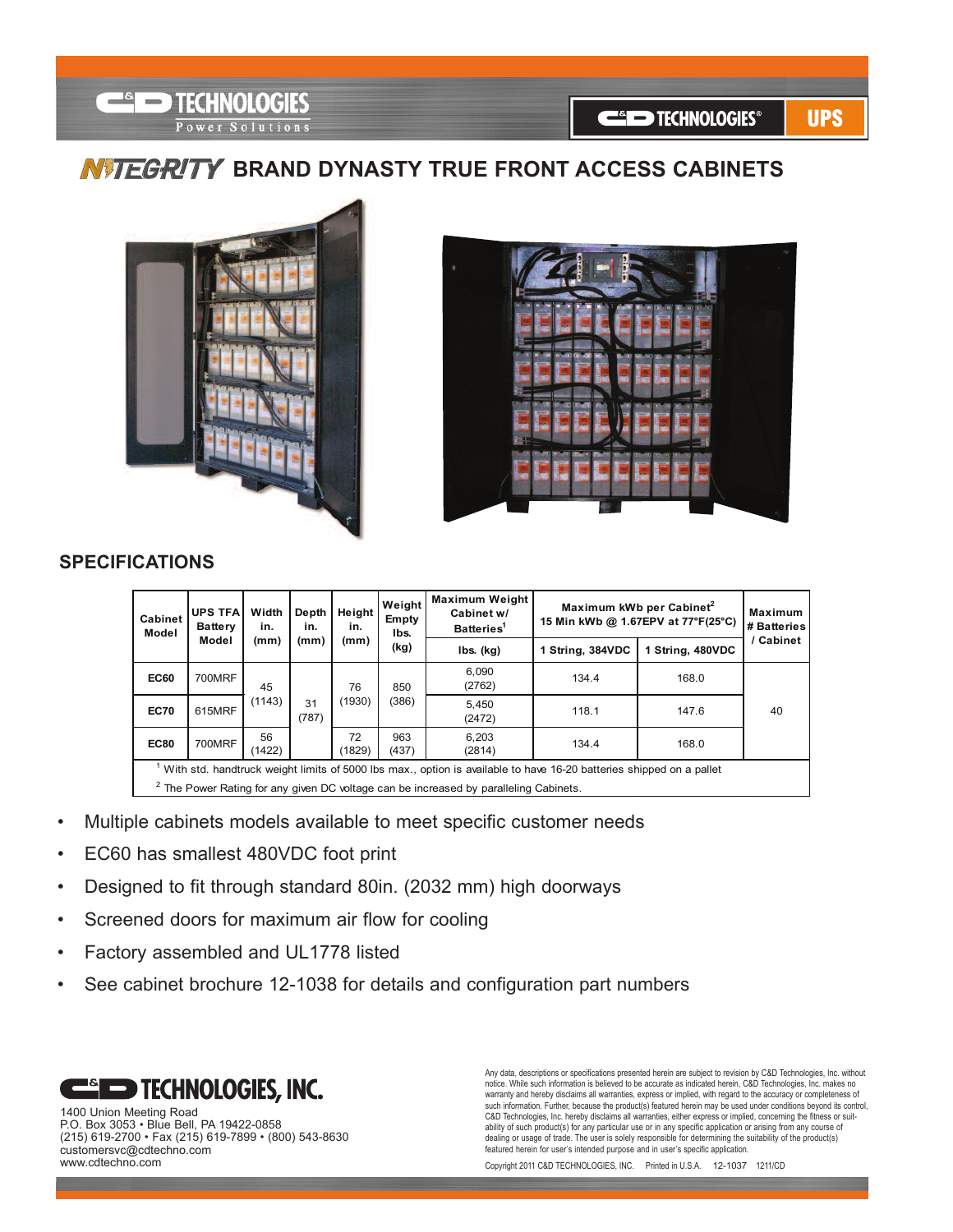# NITEGRITY BRAND DYNASTY TRUE FRONT ACCESS CABINETS

## SPECIFICATIONS

| Cabinet Model | UPS TFA Battery Model | Width in. (mm) | Depth in. (mm) | Height in. (mm) | Weight Empty lbs. (kg) | Maximum Weight Cabinet w/ Batteries[1] | Maximum kWb per Cabinet[2] 15 Min kWb @ 1.67EPV at 77°F(25°C) | | Maximum # Batteries / Cabinet |
|---|---|---|---|---|---|---|---|---|---|
| | | | | | | lbs. (kg) | 1 String, 384VDC | 1 String, 480VDC | |
| EC60 | 700MRF | 45 (1143) | 31 (787) | 76 (1930) | 850 (386) | 6,090 (2762) | 134.4 | 168.0 | 40 |
| EC70 | 615MRF | | | | | 5,450 (2472) | 118.1 | 147.6 | |
| EC80 | 700MRF | 56 (1422) | | 72 (1829) | 963 (437) | 6,203 (2814) | 134.4 | 168.0 | |

[1] With std. handtruck weight limits of 5000 lbs max., option is available to have 16-20 batteries shipped on a pallet

[2] The Power Rating for any given DC voltage can be increased by paralleling Cabinets.

- Multiple cabinets models available to meet specific customer needs
- EC60 has smallest 480VDC foot print
- Designed to fit through standard 80in. (2032 mm) high doorways
- Screened doors for maximum air flow for cooling
- Factory assembled and UL1778 listed
- See cabinet brochure 12-1038 for details and configuration part numbers

C&D TECHNOLOGIES, INC.

1400 Union Meeting Road
P.O. Box 3053 • Blue Bell, PA 19422-0858
(215) 619-2700 • Fax (215) 619-7899 • (800) 543-8630
customersvc@cdtechno.com
www.cdtechno.com

Any data, descriptions or specifications presented herein are subject to revision by C&D Technologies, Inc. without notice. While such information is believed to be accurate as indicated herein, C&D Technologies, Inc. makes no warranty and hereby disclaims all warranties, express or implied, with regard to the accuracy or completeness of such information. Further, because the product(s) featured herein may be used under conditions beyond its control, C&D Technologies, Inc. hereby disclaims all warranties, either express or implied, concerning the fitness or suitability of such product(s) for any particular use or in any specific application or arising from any course of dealing or usage of trade. The user is solely responsible for determining the suitability of the product(s) featured herein for user's intended purpose and in user's specific application.

Copyright 2011 C&D TECHNOLOGIES, INC. Printed in U.S.A. 12-1037 1211/CD